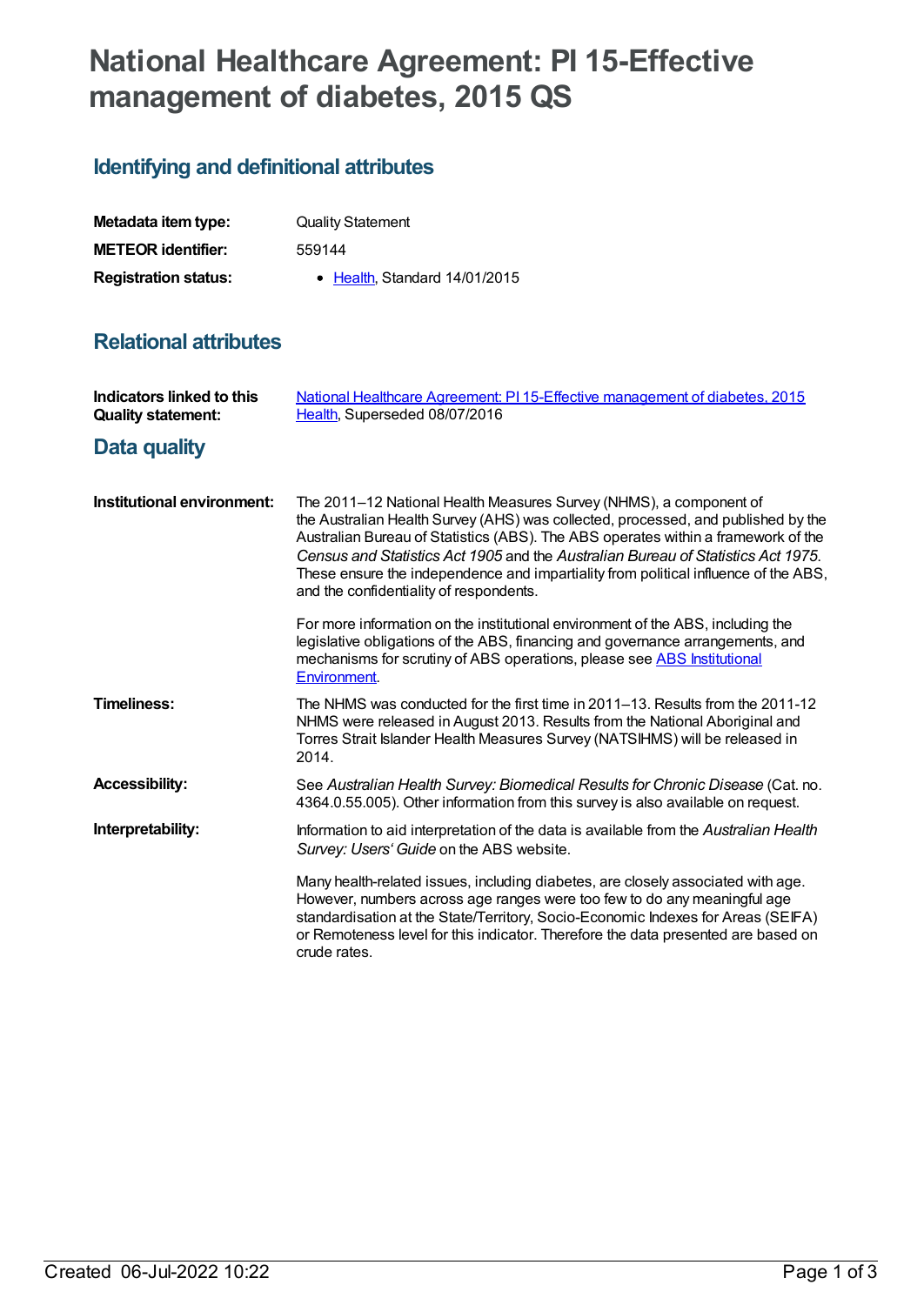# National Healthcare Agreement: PI 15-Effective management of diabetes, 2015 QS

## Identifying and definitional attributes

| | |
|---|---|
| **Metadata item type:** | Quality Statement |
| **METEOR identifier:** | 559144 |
| **Registration status:** | • Health, Standard 14/01/2015 |

## Relational attributes

| | |
|---|---|
| **Indicators linked to this Quality statement:** | National Healthcare Agreement: PI 15-Effective management of diabetes, 2015 Health, Superseded 08/07/2016 |

## Data quality

**Institutional environment:**

The 2011–12 National Health Measures Survey (NHMS), a component of the Australian Health Survey (AHS) was collected, processed, and published by the Australian Bureau of Statistics (ABS). The ABS operates within a framework of the *Census and Statistics Act 1905* and the *Australian Bureau of Statistics Act 1975*. These ensure the independence and impartiality from political influence of the ABS, and the confidentiality of respondents.

For more information on the institutional environment of the ABS, including the legislative obligations of the ABS, financing and governance arrangements, and mechanisms for scrutiny of ABS operations, please see ABS Institutional Environment.

**Timeliness:**

The NHMS was conducted for the first time in 2011–13. Results from the 2011-12 NHMS were released in August 2013. Results from the National Aboriginal and Torres Strait Islander Health Measures Survey (NATSIHMS) will be released in 2014.

**Accessibility:**

See *Australian Health Survey: Biomedical Results for Chronic Disease* (Cat. no. 4364.0.55.005). Other information from this survey is also available on request.

**Interpretability:**

Information to aid interpretation of the data is available from the *Australian Health Survey: Users' Guide* on the ABS website.

Many health-related issues, including diabetes, are closely associated with age. However, numbers across age ranges were too few to do any meaningful age standardisation at the State/Territory, Socio-Economic Indexes for Areas (SEIFA) or Remoteness level for this indicator. Therefore the data presented are based on crude rates.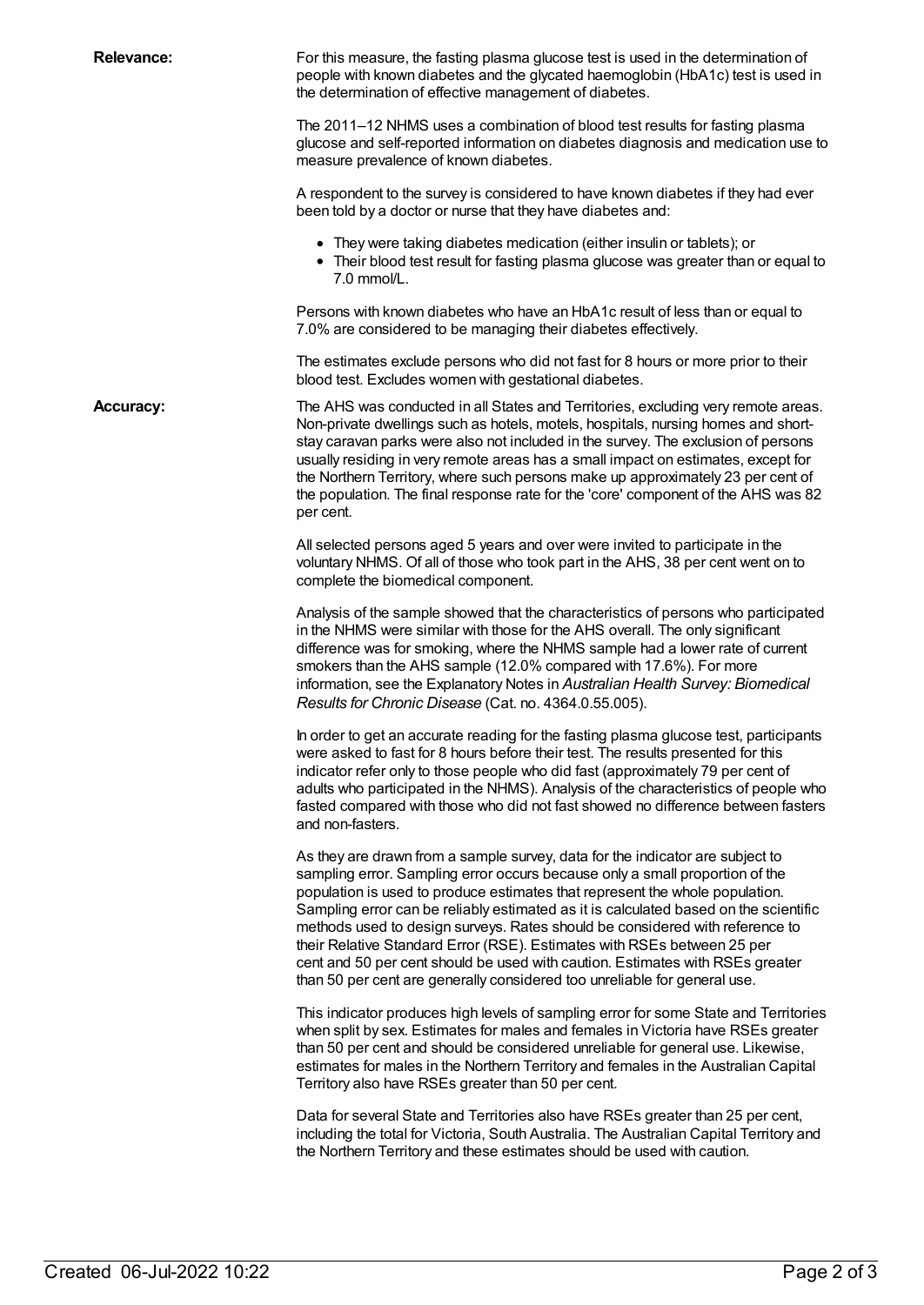**Relevance:**

For this measure, the fasting plasma glucose test is used in the determination of people with known diabetes and the glycated haemoglobin (HbA1c) test is used in the determination of effective management of diabetes.

The 2011–12 NHMS uses a combination of blood test results for fasting plasma glucose and self-reported information on diabetes diagnosis and medication use to measure prevalence of known diabetes.

A respondent to the survey is considered to have known diabetes if they had ever been told by a doctor or nurse that they have diabetes and:

- They were taking diabetes medication (either insulin or tablets); or
- Their blood test result for fasting plasma glucose was greater than or equal to 7.0 mmol/L.

Persons with known diabetes who have an HbA1c result of less than or equal to 7.0% are considered to be managing their diabetes effectively.

The estimates exclude persons who did not fast for 8 hours or more prior to their blood test. Excludes women with gestational diabetes.

**Accuracy:**

The AHS was conducted in all States and Territories, excluding very remote areas. Non-private dwellings such as hotels, motels, hospitals, nursing homes and short-stay caravan parks were also not included in the survey. The exclusion of persons usually residing in very remote areas has a small impact on estimates, except for the Northern Territory, where such persons make up approximately 23 per cent of the population. The final response rate for the 'core' component of the AHS was 82 per cent.

All selected persons aged 5 years and over were invited to participate in the voluntary NHMS. Of all of those who took part in the AHS, 38 per cent went on to complete the biomedical component.

Analysis of the sample showed that the characteristics of persons who participated in the NHMS were similar with those for the AHS overall. The only significant difference was for smoking, where the NHMS sample had a lower rate of current smokers than the AHS sample (12.0% compared with 17.6%). For more information, see the Explanatory Notes in *Australian Health Survey: Biomedical Results for Chronic Disease* (Cat. no. 4364.0.55.005).

In order to get an accurate reading for the fasting plasma glucose test, participants were asked to fast for 8 hours before their test. The results presented for this indicator refer only to those people who did fast (approximately 79 per cent of adults who participated in the NHMS). Analysis of the characteristics of people who fasted compared with those who did not fast showed no difference between fasters and non-fasters.

As they are drawn from a sample survey, data for the indicator are subject to sampling error. Sampling error occurs because only a small proportion of the population is used to produce estimates that represent the whole population. Sampling error can be reliably estimated as it is calculated based on the scientific methods used to design surveys. Rates should be considered with reference to their Relative Standard Error (RSE). Estimates with RSEs between 25 per cent and 50 per cent should be used with caution. Estimates with RSEs greater than 50 per cent are generally considered too unreliable for general use.

This indicator produces high levels of sampling error for some State and Territories when split by sex. Estimates for males and females in Victoria have RSEs greater than 50 per cent and should be considered unreliable for general use. Likewise, estimates for males in the Northern Territory and females in the Australian Capital Territory also have RSEs greater than 50 per cent.

Data for several State and Territories also have RSEs greater than 25 per cent, including the total for Victoria, South Australia. The Australian Capital Territory and the Northern Territory and these estimates should be used with caution.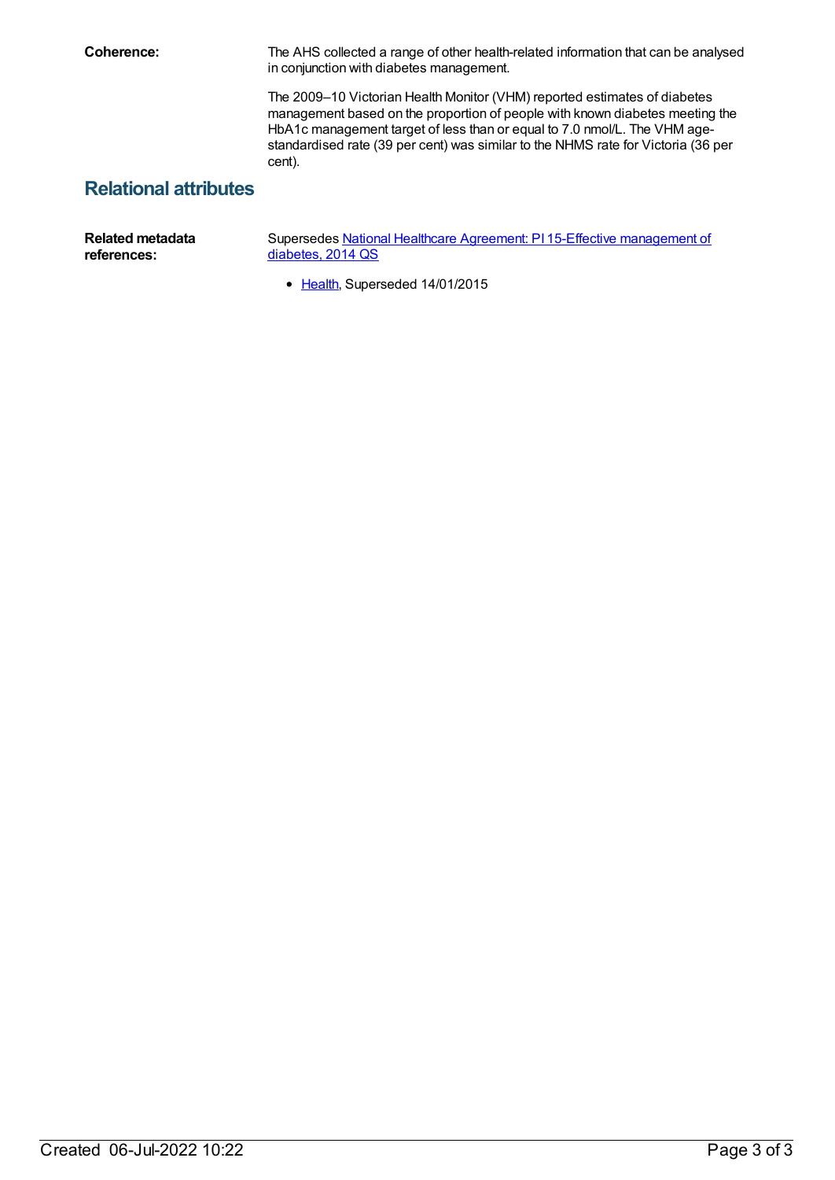**Coherence:**

The AHS collected a range of other health-related information that can be analysed in conjunction with diabetes management.

The 2009–10 Victorian Health Monitor (VHM) reported estimates of diabetes management based on the proportion of people with known diabetes meeting the HbA1c management target of less than or equal to 7.0 nmol/L. The VHM age-standardised rate (39 per cent) was similar to the NHMS rate for Victoria (36 per cent).

## Relational attributes

**Related metadata references:**

Supersedes National Healthcare Agreement: PI 15-Effective management of diabetes, 2014 QS

- Health, Superseded 14/01/2015